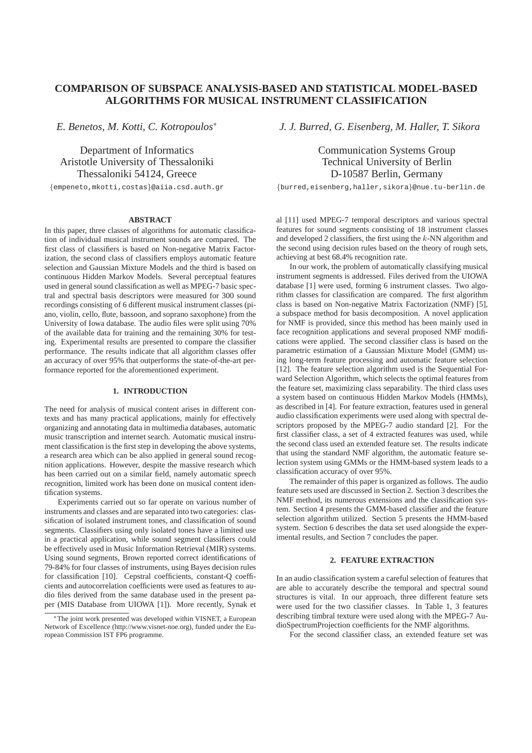# COMPARISON OF SUBSPACE ANALYSIS-BASED AND STATISTICAL MODEL-BASED ALGORITHMS FOR MUSICAL INSTRUMENT CLASSIFICATION

*E. Benetos, M. Kotti, C. Kotropoulos*[*]

Department of Informatics
Aristotle University of Thessaloniki
Thessaloniki 54124, Greece
{empeneto,mkotti,costas}@aiia.csd.auth.gr

*J. J. Burred, G. Eisenberg, M. Haller, T. Sikora*

Communication Systems Group
Technical University of Berlin
D-10587 Berlin, Germany
{burred,eisenberg,haller,sikora}@nue.tu-berlin.de

## ABSTRACT

In this paper, three classes of algorithms for automatic classification of individual musical instrument sounds are compared. The first class of classifiers is based on Non-negative Matrix Factorization, the second class of classifiers employs automatic feature selection and Gaussian Mixture Models and the third is based on continuous Hidden Markov Models. Several perceptual features used in general sound classification as well as MPEG-7 basic spectral and spectral basis descriptors were measured for 300 sound recordings consisting of 6 different musical instrument classes (piano, violin, cello, flute, bassoon, and soprano saxophone) from the University of Iowa database. The audio files were split using 70% of the available data for training and the remaining 30% for testing. Experimental results are presented to compare the classifier performance. The results indicate that all algorithm classes offer an accuracy of over 95% that outperforms the state-of-the-art performance reported for the aforementioned experiment.

## 1. INTRODUCTION

The need for analysis of musical content arises in different contexts and has many practical applications, mainly for effectively organizing and annotating data in multimedia databases, automatic music transcription and internet search. Automatic musical instrument classification is the first step in developing the above systems, a research area which can be also applied in general sound recognition applications. However, despite the massive research which has been carried out on a similar field, namely automatic speech recognition, limited work has been done on musical content identification systems.

Experiments carried out so far operate on various number of instruments and classes and are separated into two categories: classification of isolated instrument tones, and classification of sound segments. Classifiers using only isolated tones have a limited use in a practical application, while sound segment classifiers could be effectively used in Music Information Retrieval (MIR) systems. Using sound segments, Brown reported correct identifications of 79-84% for four classes of instruments, using Bayes decision rules for classification [10]. Cepstral coefficients, constant-Q coefficients and autocorrelation coefficients were used as features to audio files derived from the same database used in the present paper (MIS Database from UIOWA [1]). More recently, Synak et al [11] used MPEG-7 temporal descriptors and various spectral features for sound segments consisting of 18 instrument classes and developed 2 classifiers, the first using the $k$-NN algorithm and the second using decision rules based on the theory of rough sets, achieving at best 68.4% recognition rate.

In our work, the problem of automatically classifying musical instrument segments is addressed. Files derived from the UIOWA database [1] were used, forming 6 instrument classes. Two algorithm classes for classification are compared. The first algorithm class is based on Non-negative Matrix Factorization (NMF) [5], a subspace method for basis decomposition. A novel application for NMF is provided, since this method has been mainly used in face recognition applications and several proposed NMF modifications were applied. The second classifier class is based on the parametric estimation of a Gaussian Mixture Model (GMM) using long-term feature processing and automatic feature selection [12]. The feature selection algorithm used is the Sequential Forward Selection Algorithm, which selects the optimal features from the feature set, maximizing class separability. The third class uses a system based on continuous Hidden Markov Models (HMMs), as described in [4]. For feature extraction, features used in general audio classification experiments were used along with spectral descriptors proposed by the MPEG-7 audio standard [2]. For the first classifier class, a set of 4 extracted features was used, while the second class used an extended feature set. The results indicate that using the standard NMF algorithm, the automatic feature selection system using GMMs or the HMM-based system leads to a classification accuracy of over 95%.

The remainder of this paper is organized as follows. The audio feature sets used are discussed in Section 2. Section 3 describes the NMF method, its numerous extensions and the classification system. Section 4 presents the GMM-based classifier and the feature selection algorithm utilized. Section 5 presents the HMM-based system. Section 6 describes the data set used alongside the experimental results, and Section 7 concludes the paper.

## 2. FEATURE EXTRACTION

In an audio classification system a careful selection of features that are able to accurately describe the temporal and spectral sound structures is vital. In our approach, three different feature sets were used for the two classifier classes. In Table 1, 3 features describing timbral texture were used along with the MPEG-7 AudioSpectrumProjection coefficients for the NMF algorithms.

For the second classifier class, an extended feature set was

[*] The joint work presented was developed within VISNET, a European Network of Excellence (http://www.visnet-noe.org), funded under the European Commission IST FP6 programme.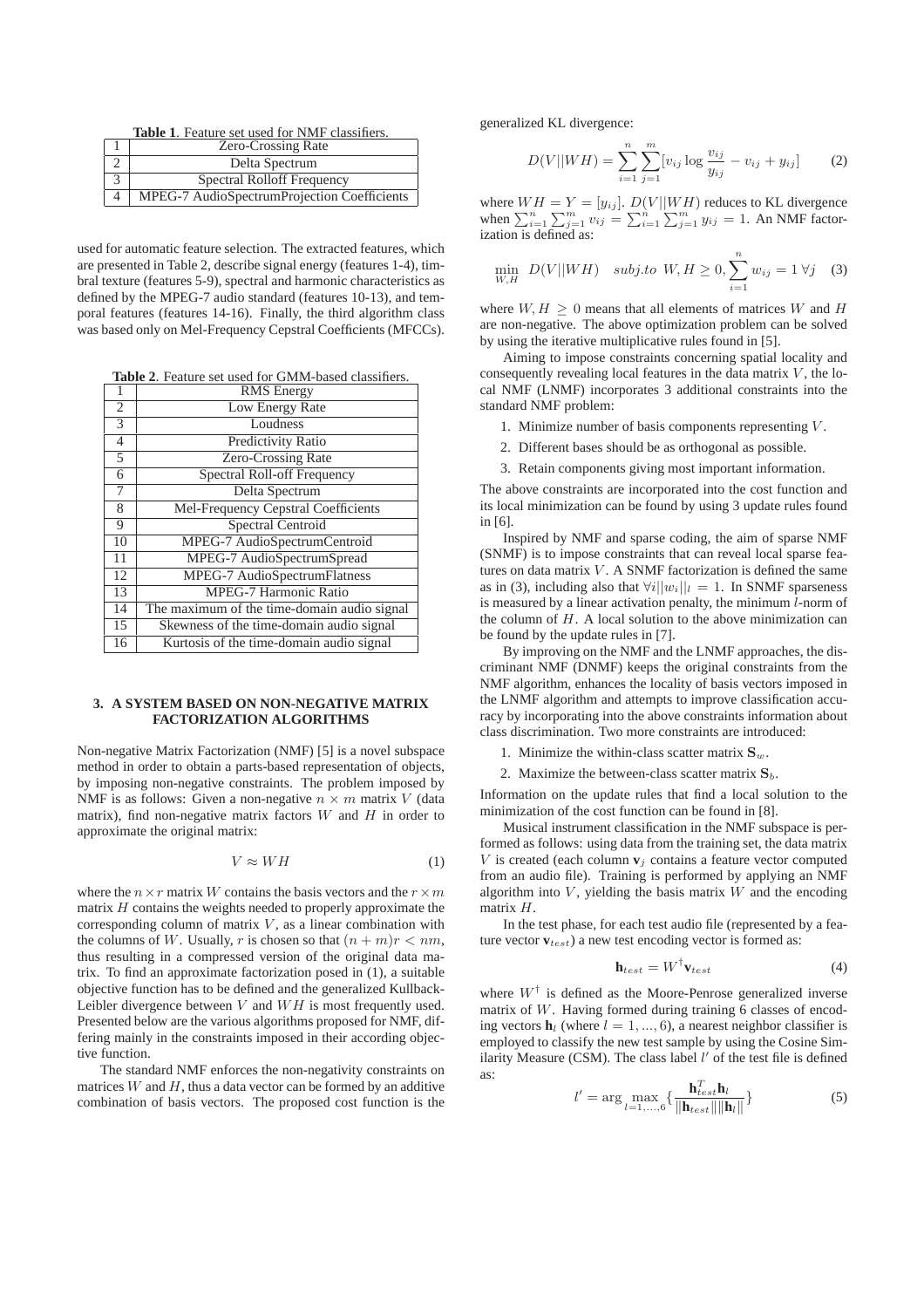**Table 1**. Feature set used for NMF classifiers.

| | |
|---|---|
| 1 | Zero-Crossing Rate |
| 2 | Delta Spectrum |
| 3 | Spectral Rolloff Frequency |
| 4 | MPEG-7 AudioSpectrumProjection Coefficients |

used for automatic feature selection. The extracted features, which are presented in Table 2, describe signal energy (features 1-4), timbral texture (features 5-9), spectral and harmonic characteristics as defined by the MPEG-7 audio standard (features 10-13), and temporal features (features 14-16). Finally, the third algorithm class was based only on Mel-Frequency Cepstral Coefficients (MFCCs).

**Table 2**. Feature set used for GMM-based classifiers.

| | |
|---|---|
| 1 | RMS Energy |
| 2 | Low Energy Rate |
| 3 | Loudness |
| 4 | Predictivity Ratio |
| 5 | Zero-Crossing Rate |
| 6 | Spectral Roll-off Frequency |
| 7 | Delta Spectrum |
| 8 | Mel-Frequency Cepstral Coefficients |
| 9 | Spectral Centroid |
| 10 | MPEG-7 AudioSpectrumCentroid |
| 11 | MPEG-7 AudioSpectrumSpread |
| 12 | MPEG-7 AudioSpectrumFlatness |
| 13 | MPEG-7 Harmonic Ratio |
| 14 | The maximum of the time-domain audio signal |
| 15 | Skewness of the time-domain audio signal |
| 16 | Kurtosis of the time-domain audio signal |

## 3. A SYSTEM BASED ON NON-NEGATIVE MATRIX FACTORIZATION ALGORITHMS

Non-negative Matrix Factorization (NMF) [5] is a novel subspace method in order to obtain a parts-based representation of objects, by imposing non-negative constraints. The problem imposed by NMF is as follows: Given a non-negative $n \times m$ matrix $V$ (data matrix), find non-negative matrix factors $W$ and $H$ in order to approximate the original matrix:

$$V \approx WH \tag{1}$$

where the $n \times r$ matrix $W$ contains the basis vectors and the $r \times m$ matrix $H$ contains the weights needed to properly approximate the corresponding column of matrix $V$, as a linear combination with the columns of $W$. Usually, $r$ is chosen so that $(n+m)r < nm$, thus resulting in a compressed version of the original data matrix. To find an approximate factorization posed in (1), a suitable objective function has to be defined and the generalized Kullback-Leibler divergence between $V$ and $WH$ is most frequently used. Presented below are the various algorithms proposed for NMF, differing mainly in the constraints imposed in their according objective function.

The standard NMF enforces the non-negativity constraints on matrices $W$ and $H$, thus a data vector can be formed by an additive combination of basis vectors. The proposed cost function is the generalized KL divergence:

$$D(V||WH) = \sum_{i=1}^{n}\sum_{j=1}^{m}[v_{ij}\log\frac{v_{ij}}{y_{ij}} - v_{ij} + y_{ij}] \tag{2}$$

where $WH = Y = [y_{ij}]$. $D(V||WH)$ reduces to KL divergence when $\sum_{i=1}^{n}\sum_{j=1}^{m} v_{ij} = \sum_{i=1}^{n}\sum_{j=1}^{m} y_{ij} = 1$. An NMF factorization is defined as:

$$\min_{W,H} \ D(V||WH) \quad subj.to \ W, H \geq 0, \sum_{i=1}^{n} w_{ij} = 1 \ \forall j \tag{3}$$

where $W, H \geq 0$ means that all elements of matrices $W$ and $H$ are non-negative. The above optimization problem can be solved by using the iterative multiplicative rules found in [5].

Aiming to impose constraints concerning spatial locality and consequently revealing local features in the data matrix $V$, the local NMF (LNMF) incorporates 3 additional constraints into the standard NMF problem:

1. Minimize number of basis components representing $V$.
2. Different bases should be as orthogonal as possible.
3. Retain components giving most important information.

The above constraints are incorporated into the cost function and its local minimization can be found by using 3 update rules found in [6].

Inspired by NMF and sparse coding, the aim of sparse NMF (SNMF) is to impose constraints that can reveal local sparse features on data matrix $V$. A SNMF factorization is defined the same as in (3), including also that $\forall i ||w_i||_l = 1$. In SNMF sparseness is measured by a linear activation penalty, the minimum $l$-norm of the column of $H$. A local solution to the above minimization can be found by the update rules in [7].

By improving on the NMF and the LNMF approaches, the discriminant NMF (DNMF) keeps the original constraints from the NMF algorithm, enhances the locality of basis vectors imposed in the LNMF algorithm and attempts to improve classification accuracy by incorporating into the above constraints information about class discrimination. Two more constraints are introduced:

1. Minimize the within-class scatter matrix $\mathbf{S}_w$.
2. Maximize the between-class scatter matrix $\mathbf{S}_b$.

Information on the update rules that find a local solution to the minimization of the cost function can be found in [8].

Musical instrument classification in the NMF subspace is performed as follows: using data from the training set, the data matrix $V$ is created (each column $\mathbf{v}_j$ contains a feature vector computed from an audio file). Training is performed by applying an NMF algorithm into $V$, yielding the basis matrix $W$ and the encoding matrix $H$.

In the test phase, for each test audio file (represented by a feature vector $\mathbf{v}_{test}$) a new test encoding vector is formed as:

$$\mathbf{h}_{test} = W^{\dagger}\mathbf{v}_{test} \tag{4}$$

where $W^{\dagger}$ is defined as the Moore-Penrose generalized inverse matrix of $W$. Having formed during training 6 classes of encoding vectors $\mathbf{h}_l$ (where $l = 1, ..., 6$), a nearest neighbor classifier is employed to classify the new test sample by using the Cosine Similarity Measure (CSM). The class label $l'$ of the test file is defined as:

$$l' = \arg\max_{l=1,\ldots,6}\{\frac{\mathbf{h}_{test}^T\mathbf{h}_l}{||\mathbf{h}_{test}||||\mathbf{h}_l||}\} \tag{5}$$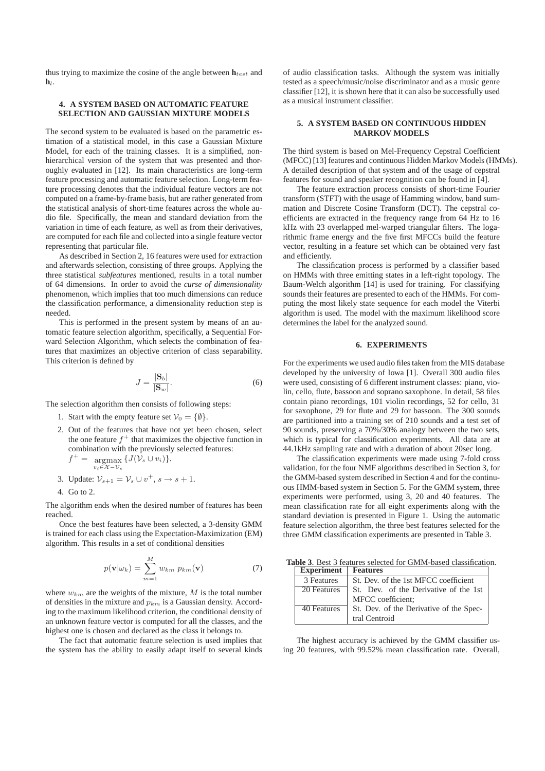thus trying to maximize the cosine of the angle between $\mathbf{h}_{test}$ and $\mathbf{h}_l$.

## 4. A SYSTEM BASED ON AUTOMATIC FEATURE SELECTION AND GAUSSIAN MIXTURE MODELS

The second system to be evaluated is based on the parametric estimation of a statistical model, in this case a Gaussian Mixture Model, for each of the training classes. It is a simplified, non-hierarchical version of the system that was presented and thoroughly evaluated in [12]. Its main characteristics are long-term feature processing and automatic feature selection. Long-term feature processing denotes that the individual feature vectors are not computed on a frame-by-frame basis, but are rather generated from the statistical analysis of short-time features across the whole audio file. Specifically, the mean and standard deviation from the variation in time of each feature, as well as from their derivatives, are computed for each file and collected into a single feature vector representing that particular file.

As described in Section 2, 16 features were used for extraction and afterwards selection, consisting of three groups. Applying the three statistical *subfeatures* mentioned, results in a total number of 64 dimensions. In order to avoid the *curse of dimensionality* phenomenon, which implies that too much dimensions can reduce the classification performance, a dimensionality reduction step is needed.

This is performed in the present system by means of an automatic feature selection algorithm, specifically, a Sequential Forward Selection Algorithm, which selects the combination of features that maximizes an objective criterion of class separability. This criterion is defined by

$$J = \frac{|\mathbf{S}_b|}{|\mathbf{S}_w|}. \tag{6}$$

The selection algorithm then consists of following steps:

1. Start with the empty feature set $\mathcal{V}_0 = \{\emptyset\}$.
2. Out of the features that have not yet been chosen, select the one feature $f^+$ that maximizes the objective function in combination with the previously selected features: $f^+ = \underset{v_i \in \mathcal{X} - \mathcal{V}_s}{\operatorname{argmax}} \{J(\mathcal{V}_s \cup v_i)\}$.
3. Update: $\mathcal{V}_{s+1} = \mathcal{V}_s \cup v^+$, $s \rightarrow s+1$.
4. Go to 2.

The algorithm ends when the desired number of features has been reached.

Once the best features have been selected, a 3-density GMM is trained for each class using the Expectation-Maximization (EM) algorithm. This results in a set of conditional densities

$$p(\mathbf{v}|\omega_k) = \sum_{m=1}^{M} w_{km}\; p_{km}(\mathbf{v}) \tag{7}$$

where $w_{km}$ are the weights of the mixture, $M$ is the total number of densities in the mixture and $p_{km}$ is a Gaussian density. According to the maximum likelihood criterion, the conditional density of an unknown feature vector is computed for all the classes, and the highest one is chosen and declared as the class it belongs to.

The fact that automatic feature selection is used implies that the system has the ability to easily adapt itself to several kinds of audio classification tasks. Although the system was initially tested as a speech/music/noise discriminator and as a music genre classifier [12], it is shown here that it can also be successfully used as a musical instrument classifier.

## 5. A SYSTEM BASED ON CONTINUOUS HIDDEN MARKOV MODELS

The third system is based on Mel-Frequency Cepstral Coefficient (MFCC) [13] features and continuous Hidden Markov Models (HMMs). A detailed description of that system and of the usage of cepstral features for sound and speaker recognition can be found in [4].

The feature extraction process consists of short-time Fourier transform (STFT) with the usage of Hamming window, band summation and Discrete Cosine Transform (DCT). The cepstral coefficients are extracted in the frequency range from 64 Hz to 16 kHz with 23 overlapped mel-warped triangular filters. The logarithmic frame energy and the five first MFCCs build the feature vector, resulting in a feature set which can be obtained very fast and efficiently.

The classification process is performed by a classifier based on HMMs with three emitting states in a left-right topology. The Baum-Welch algorithm [14] is used for training. For classifying sounds their features are presented to each of the HMMs. For computing the most likely state sequence for each model the Viterbi algorithm is used. The model with the maximum likelihood score determines the label for the analyzed sound.

## 6. EXPERIMENTS

For the experiments we used audio files taken from the MIS database developed by the university of Iowa [1]. Overall 300 audio files were used, consisting of 6 different instrument classes: piano, violin, cello, flute, bassoon and soprano saxophone. In detail, 58 files contain piano recordings, 101 violin recordings, 52 for cello, 31 for saxophone, 29 for flute and 29 for bassoon. The 300 sounds are partitioned into a training set of 210 sounds and a test set of 90 sounds, preserving a 70%/30% analogy between the two sets, which is typical for classification experiments. All data are at 44.1kHz sampling rate and with a duration of about 20sec long.

The classification experiments were made using 7-fold cross validation, for the four NMF algorithms described in Section 3, for the GMM-based system described in Section 4 and for the continuous HMM-based system in Section 5. For the GMM system, three experiments were performed, using 3, 20 and 40 features. The mean classification rate for all eight experiments along with the standard deviation is presented in Figure 1. Using the automatic feature selection algorithm, the three best features selected for the three GMM classification experiments are presented in Table 3.

**Table 3**. Best 3 features selected for GMM-based classification.

| Experiment | Features |
|---|---|
| 3 Features | St. Dev. of the 1st MFCC coefficient |
| 20 Features | St. Dev. of the Derivative of the 1st MFCC coefficient; |
| 40 Features | St. Dev. of the Derivative of the Spectral Centroid |

The highest accuracy is achieved by the GMM classifier using 20 features, with 99.52% mean classification rate. Overall,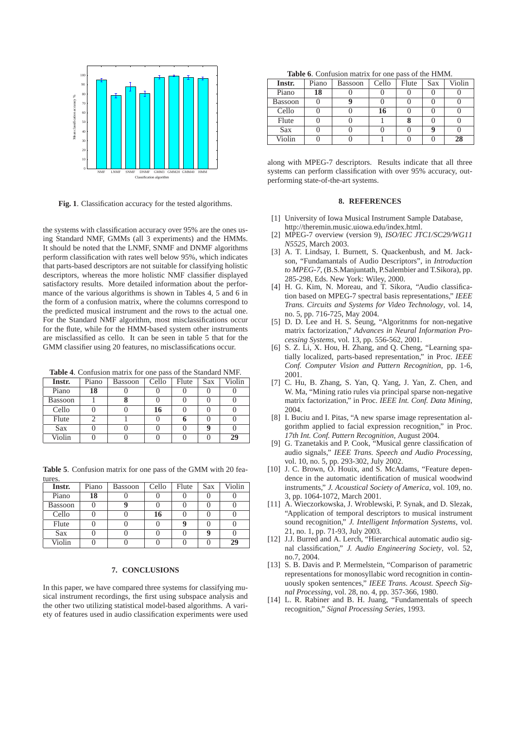Mean classification accuracy %

100
90
80
70
60
50
40
30
20
10
0

NMF LNMF SNMF DNMF GMM3 GMM20 GMM40 HMM

Classification algorithm

**Fig. 1**. Classification accuracy for the tested algorithms.

the systems with classification accuracy over 95% are the ones using Standard NMF, GMMs (all 3 experiments) and the HMMs. It should be noted that the LNMF, SNMF and DNMF algorithms perform classification with rates well below 95%, which indicates that parts-based descriptors are not suitable for classifying holistic descriptors, whereas the more holistic NMF classifier displayed satisfactory results. More detailed information about the performance of the various algorithms is shown in Tables 4, 5 and 6 in the form of a confusion matrix, where the columns correspond to the predicted musical instrument and the rows to the actual one. For the Standard NMF algorithm, most misclassifications occur for the flute, while for the HMM-based system other instruments are misclassified as cello. It can be seen in table 5 that for the GMM classifier using 20 features, no misclassifications occur.

**Table 4**. Confusion matrix for one pass of the Standard NMF.

| **Instr.** | Piano | Bassoon | Cello | Flute | Sax | Violin |
|---|---|---|---|---|---|---|
| Piano | **18** | 0 | 0 | 0 | 0 | 0 |
| Bassoon | 1 | **8** | 0 | 0 | 0 | 0 |
| Cello | 0 | 0 | **16** | 0 | 0 | 0 |
| Flute | 2 | 1 | 0 | **6** | 0 | 0 |
| Sax | 0 | 0 | 0 | 0 | **9** | 0 |
| Violin | 0 | 0 | 0 | 0 | 0 | **29** |

**Table 5**. Confusion matrix for one pass of the GMM with 20 features.

| **Instr.** | Piano | Bassoon | Cello | Flute | Sax | Violin |
|---|---|---|---|---|---|---|
| Piano | **18** | 0 | 0 | 0 | 0 | 0 |
| Bassoon | 0 | **9** | 0 | 0 | 0 | 0 |
| Cello | 0 | 0 | **16** | 0 | 0 | 0 |
| Flute | 0 | 0 | 0 | **9** | 0 | 0 |
| Sax | 0 | 0 | 0 | 0 | **9** | 0 |
| Violin | 0 | 0 | 0 | 0 | 0 | **29** |

## 7. CONCLUSIONS

In this paper, we have compared three systems for classifying musical instrument recordings, the first using subspace analysis and the other two utilizing statistical model-based algorithms. A variety of features used in audio classification experiments were used along with MPEG-7 descriptors. Results indicate that all three systems can perform classification with over 95% accuracy, outperforming state-of-the-art systems.

**Table 6**. Confusion matrix for one pass of the HMM.

| **Instr.** | Piano | Bassoon | Cello | Flute | Sax | Violin |
|---|---|---|---|---|---|---|
| Piano | **18** | 0 | 0 | 0 | 0 | 0 |
| Bassoon | 0 | **9** | 0 | 0 | 0 | 0 |
| Cello | 0 | 0 | **16** | 0 | 0 | 0 |
| Flute | 0 | 0 | 1 | **8** | 0 | 0 |
| Sax | 0 | 0 | 0 | 0 | **9** | 0 |
| Violin | 0 | 0 | 1 | 0 | 0 | **28** |

## 8. REFERENCES

[1] University of Iowa Musical Instrument Sample Database, http://theremin.music.uiowa.edu/index.html.

[2] MPEG-7 overview (version 9), *ISO/IEC JTC1/SC29/WG11 N5525*, March 2003.

[3] A. T. Lindsay, I. Burnett, S. Quackenbush, and M. Jackson, "Fundamantals of Audio Descriptors", in *Introduction to MPEG-7*, (B.S.Manjuntath, P.Salembier and T.Sikora), pp. 285-298, Eds. New York: Wiley, 2000.

[4] H. G. Kim, N. Moreau, and T. Sikora, "Audio classification based on MPEG-7 spectral basis representations," *IEEE Trans. Circuits and Systems for Video Technology*, vol. 14, no. 5, pp. 716-725, May 2004.

[5] D. D. Lee and H. S. Seung, "Algoritnms for non-negative matrix factorization," *Advances in Neural Information Processing Systems*, vol. 13, pp. 556-562, 2001.

[6] S. Z. Li, X. Hou, H. Zhang, and Q. Cheng, "Learning spatially localized, parts-based representation," in Proc. *IEEE Conf. Computer Vision and Pattern Recognition*, pp. 1-6, 2001.

[7] C. Hu, B. Zhang, S. Yan, Q. Yang, J. Yan, Z. Chen, and W. Ma, "Mining ratio rules via principal sparse non-negative matrix factorization," in Proc. *IEEE Int. Conf. Data Mining*, 2004.

[8] I. Buciu and I. Pitas, "A new sparse image representation algorithm applied to facial expression recognition," in Proc. *17th Int. Conf. Pattern Recognition*, August 2004.

[9] G. Tzanetakis and P. Cook, "Musical genre classification of audio signals," *IEEE Trans. Speech and Audio Processing*, vol. 10, no. 5, pp. 293-302, July 2002.

[10] J. C. Brown, O. Houix, and S. McAdams, "Feature dependence in the automatic identification of musical woodwind instruments," *J. Acoustical Society of America*, vol. 109, no. 3, pp. 1064-1072, March 2001.

[11] A. Wieczorkowska, J. Wroblewski, P. Synak, and D. Slezak, "Application of temporal descriptors to musical instrument sound recognition," *J. Intelligent Information Systems*, vol. 21, no. 1, pp. 71-93, July 2003.

[12] J.J. Burred and A. Lerch, "Hierarchical automatic audio signal classification," *J. Audio Engineering Society*, vol. 52, no.7, 2004.

[13] S. B. Davis and P. Mermelstein, "Comparison of parametric representations for monosyllabic word recognition in continuously spoken sentences," *IEEE Trans. Acoust. Speech Signal Processing*, vol. 28, no. 4, pp. 357-366, 1980.

[14] L. R. Rabiner and B. H. Juang, "Fundamentals of speech recognition," *Signal Processing Series*, 1993.